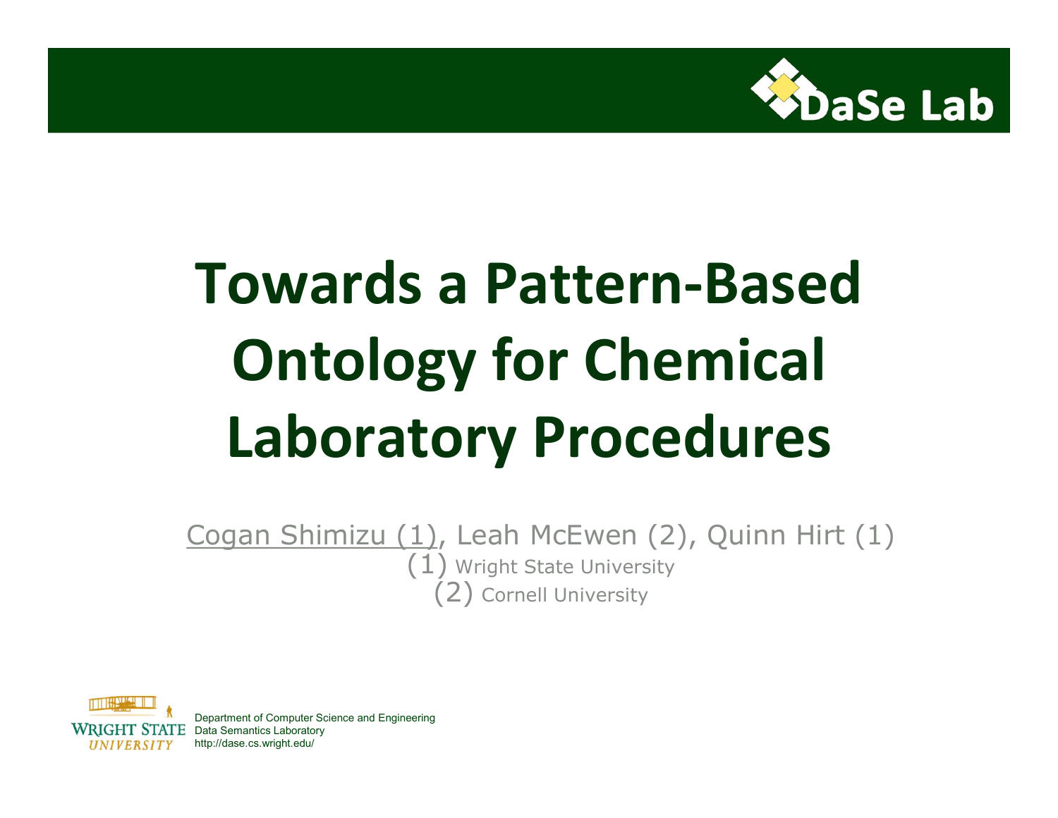DaSe Lab

# Towards a Pattern-Based Ontology for Chemical Laboratory Procedures

Cogan Shimizu (1), Leah McEwen (2), Quinn Hirt (1)
(1) Wright State University
(2) Cornell University

Wright State University
Department of Computer Science and Engineering
Data Semantics Laboratory
http://dase.cs.wright.edu/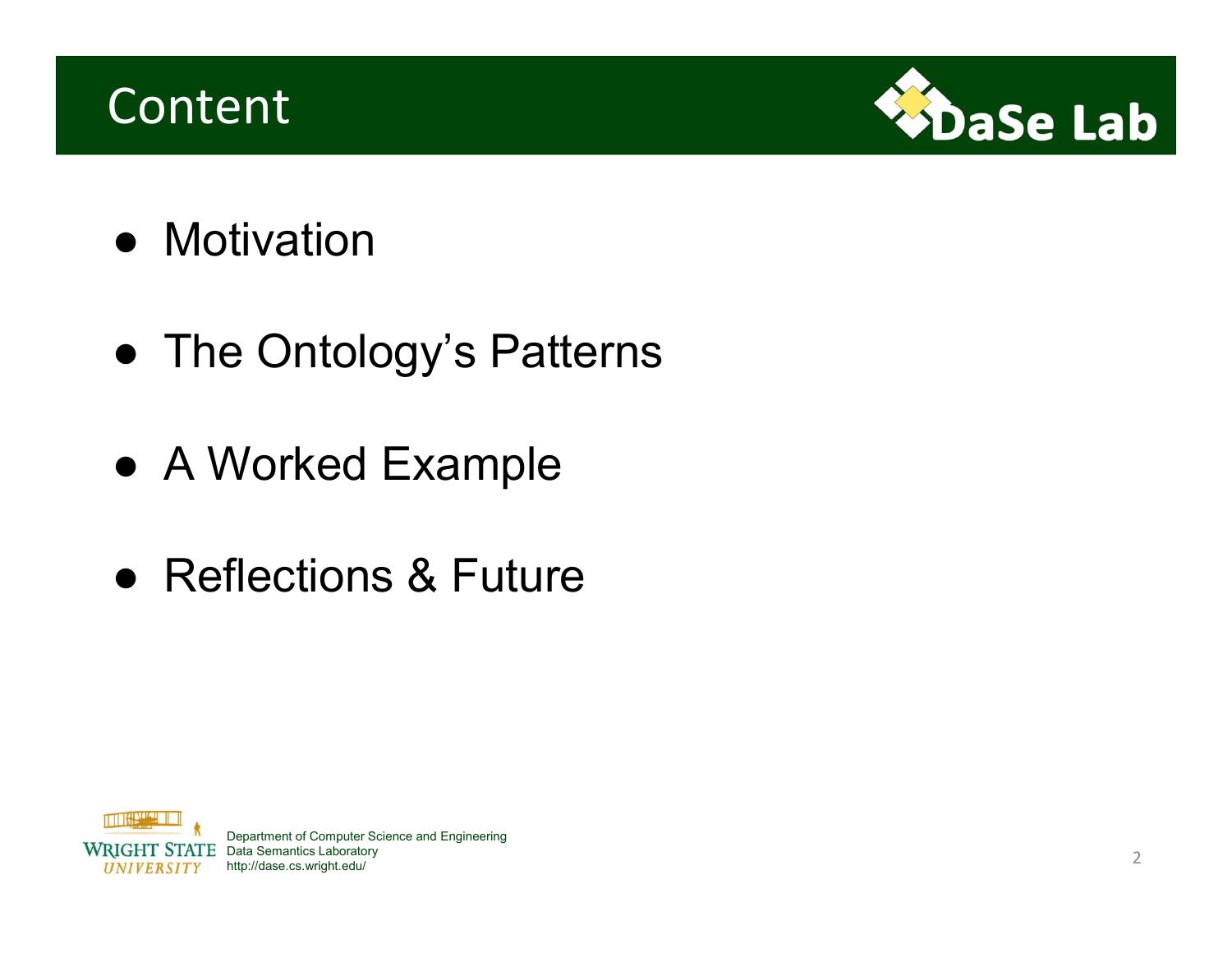# Content

- Motivation
- The Ontology's Patterns
- A Worked Example
- Reflections & Future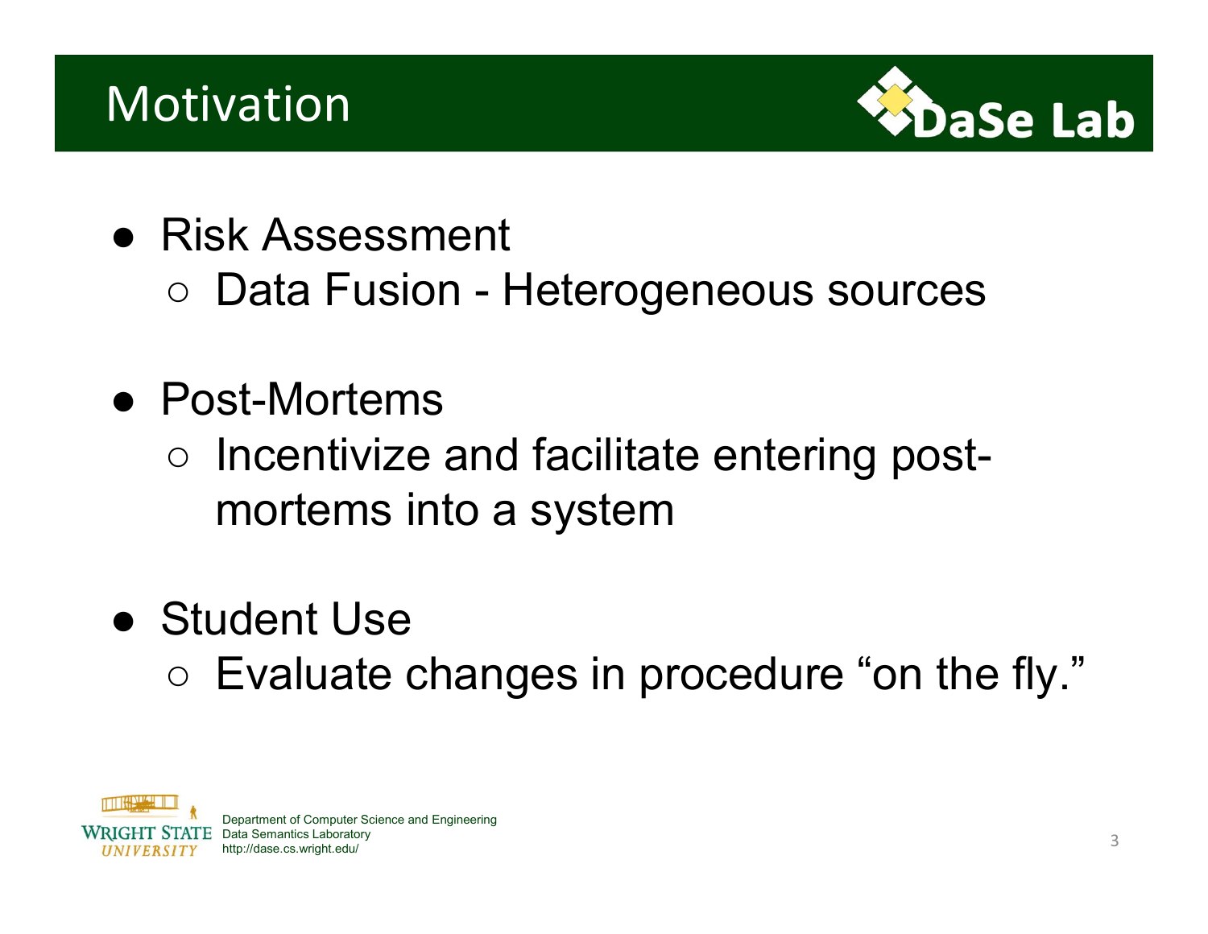# Motivation

- Risk Assessment
  - Data Fusion - Heterogeneous sources
- Post-Mortems
  - Incentivize and facilitate entering post-mortems into a system
- Student Use
  - Evaluate changes in procedure “on the fly.”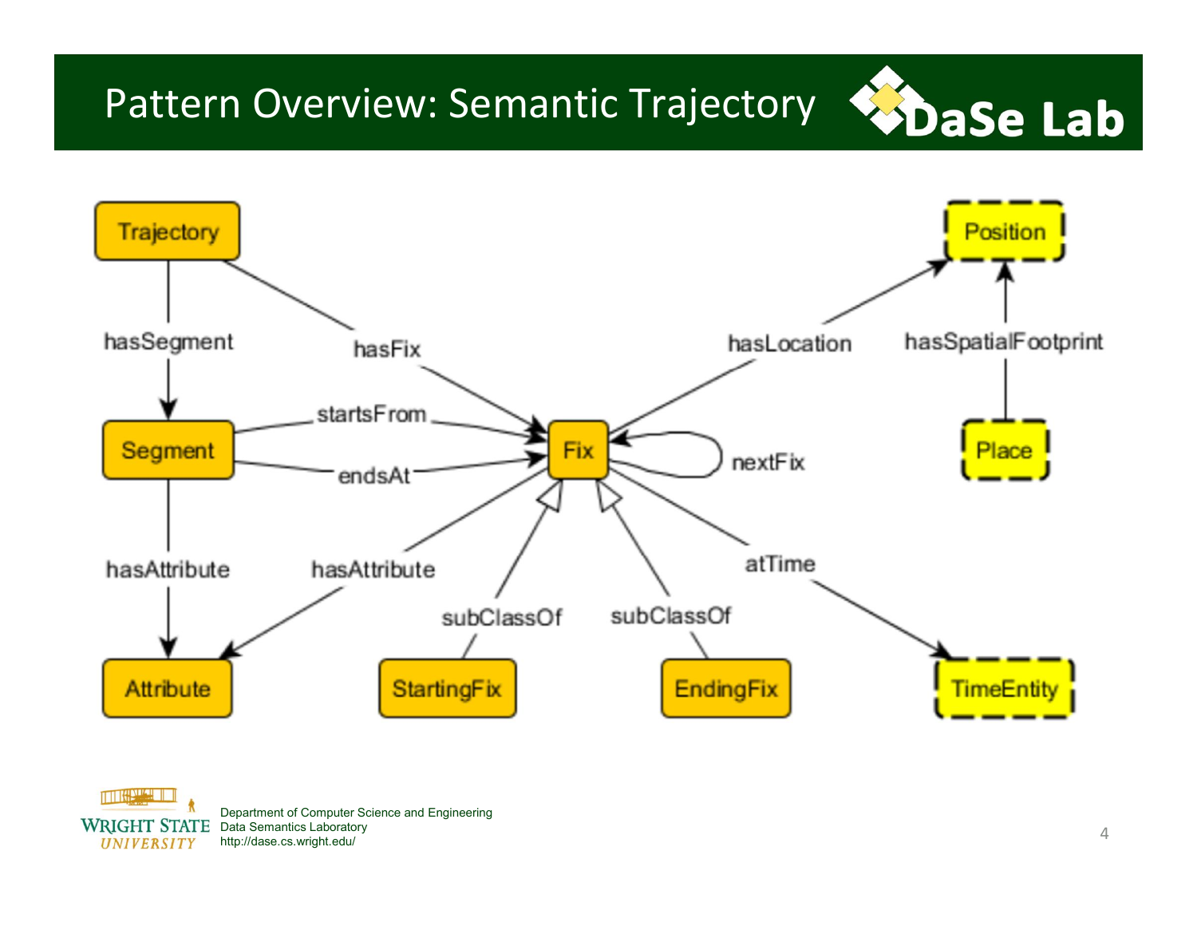# Pattern Overview: Semantic Trajectory

Trajectory

hasSegment

hasFix

Segment

startsFrom

endsAt

Fix

nextFix

hasLocation

Position

hasSpatialFootprint

Place

hasAttribute

hasAttribute

subClassOf

subClassOf

atTime

Attribute

StartingFix

EndingFix

TimeEntity

Department of Computer Science and Engineering
Data Semantics Laboratory
http://dase.cs.wright.edu/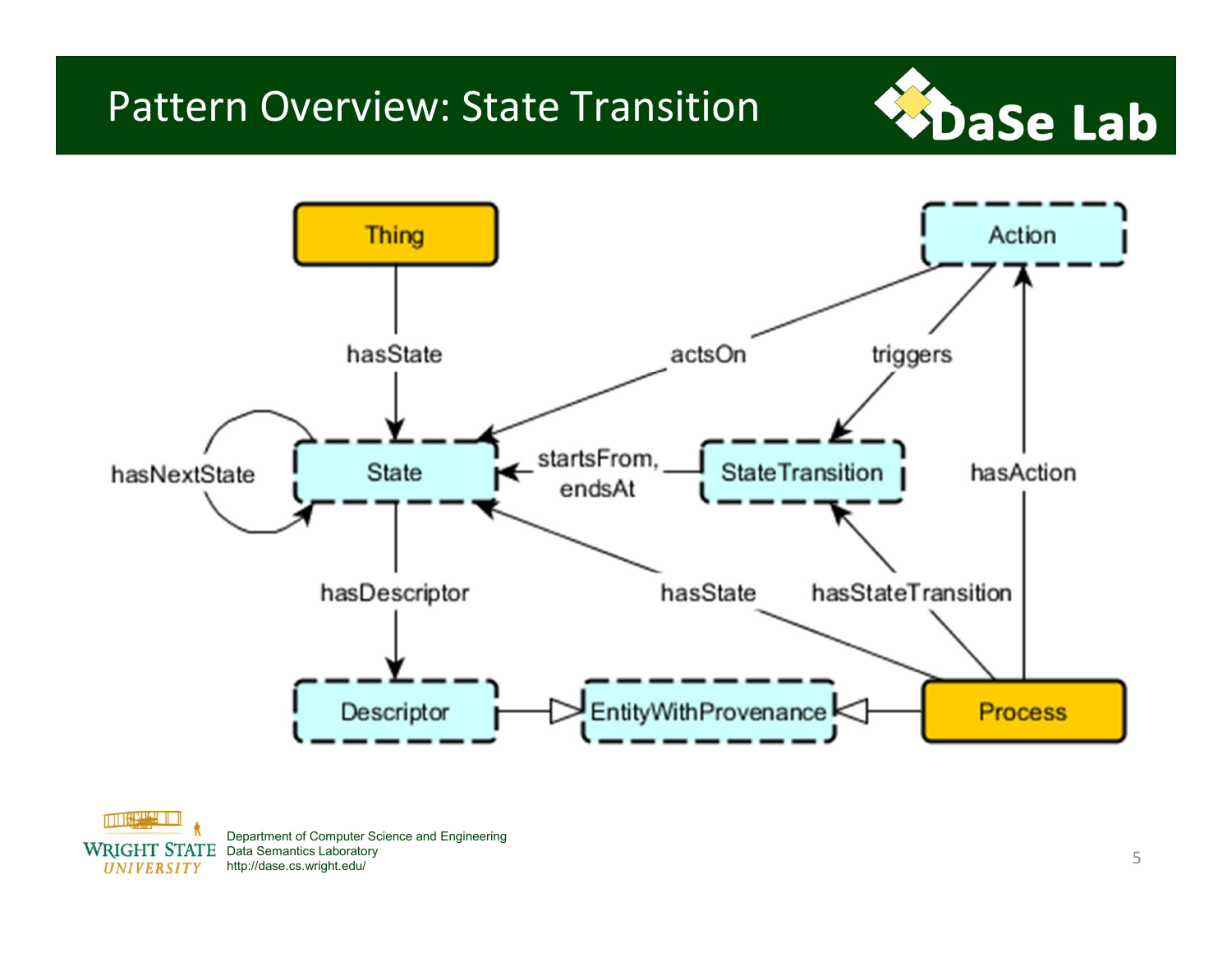# Pattern Overview: State Transition

Thing — hasState → State

State — hasNextState → State

State — hasDescriptor → Descriptor

Action — actsOn → State

Action — triggers → StateTransition

StateTransition — startsFrom, endsAt → State

Process — hasState → State

Process — hasStateTransition → StateTransition

Process — hasAction → Action

Descriptor → EntityWithProvenance

Process → EntityWithProvenance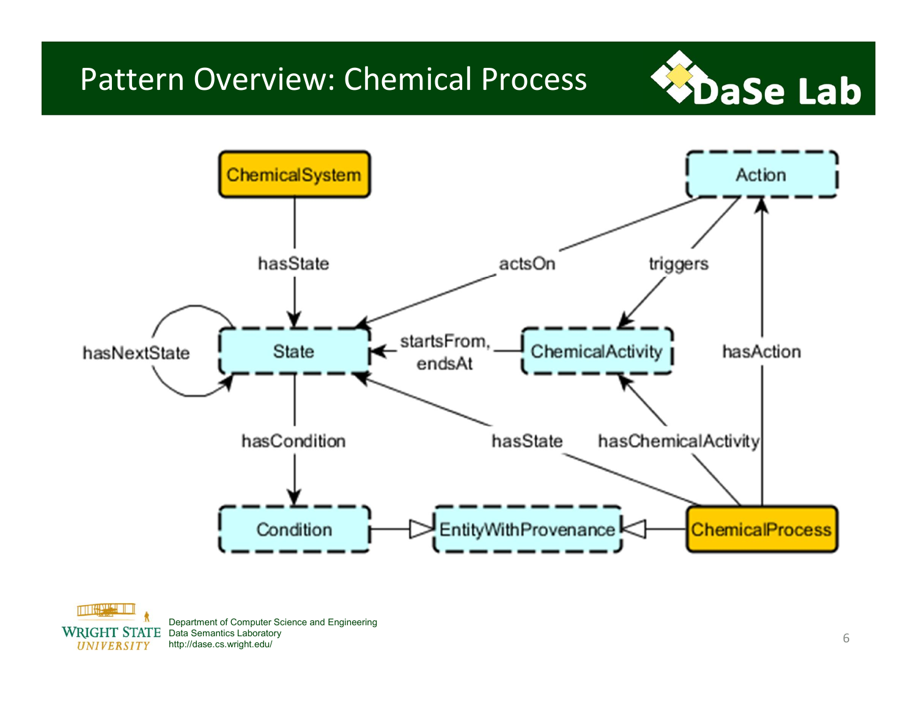# Pattern Overview: Chemical Process

ChemicalSystem, Action, State, ChemicalActivity, Condition, EntityWithProvenance, ChemicalProcess

hasState, actsOn, triggers, hasNextState, startsFrom, endsAt, hasAction, hasCondition, hasState, hasChemicalActivity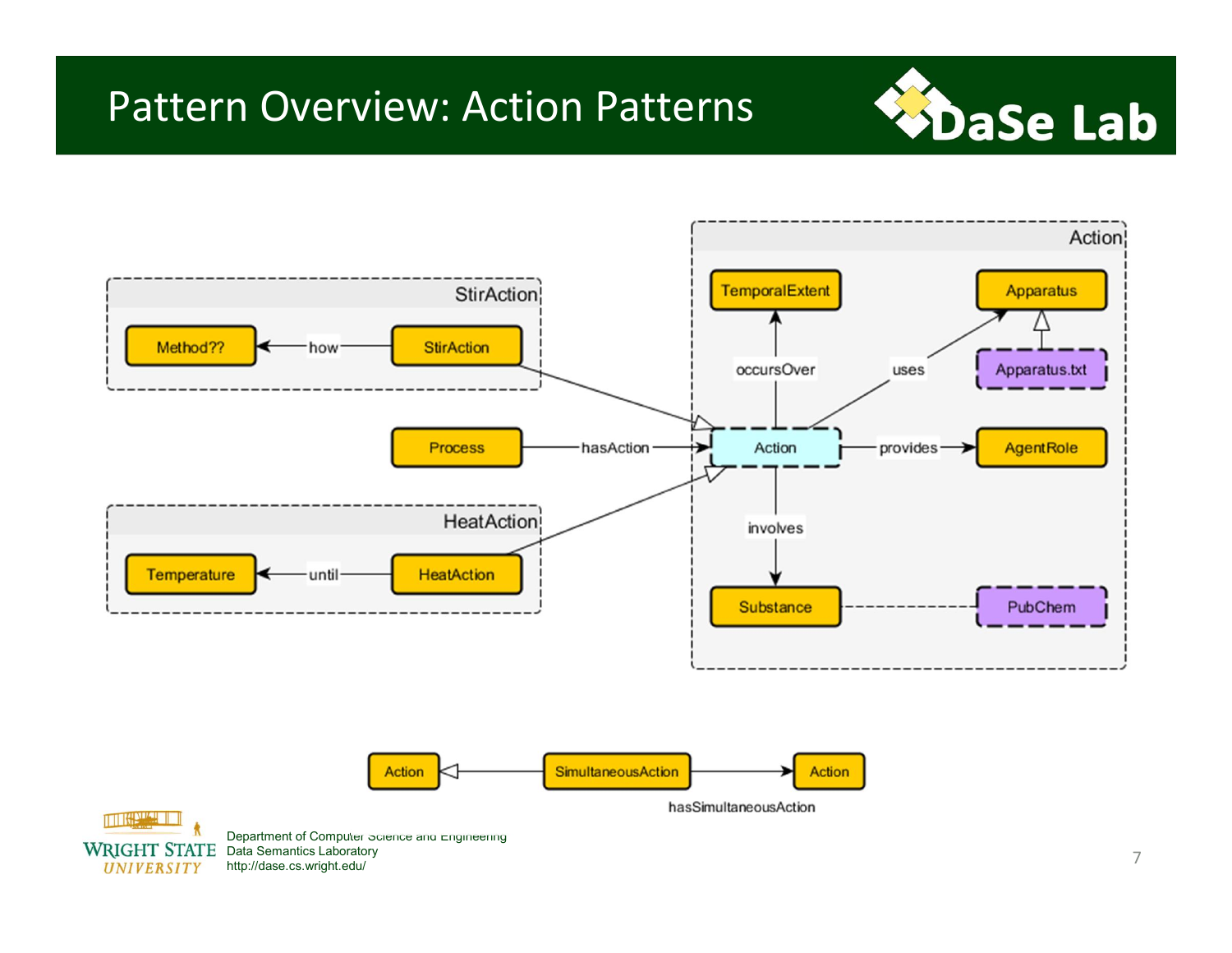# Pattern Overview: Action Patterns

**StirAction**
- StirAction —how→ Method??
- StirAction is a subclass of Action

**HeatAction**
- HeatAction —until→ Temperature
- HeatAction is a subclass of Action

**Action**
- Process —hasAction→ Action
- Action —occursOver→ TemporalExtent
- Action —uses→ Apparatus
- Apparatus.txt is a subclass of Apparatus
- Action —provides→ AgentRole
- Action —involves→ Substance
- Substance - - - PubChem

**SimultaneousAction**
- SimultaneousAction is a subclass of Action
- SimultaneousAction —hasSimultaneousAction→ Action

Department of Computer Science and Engineering
Data Semantics Laboratory
http://dase.cs.wright.edu/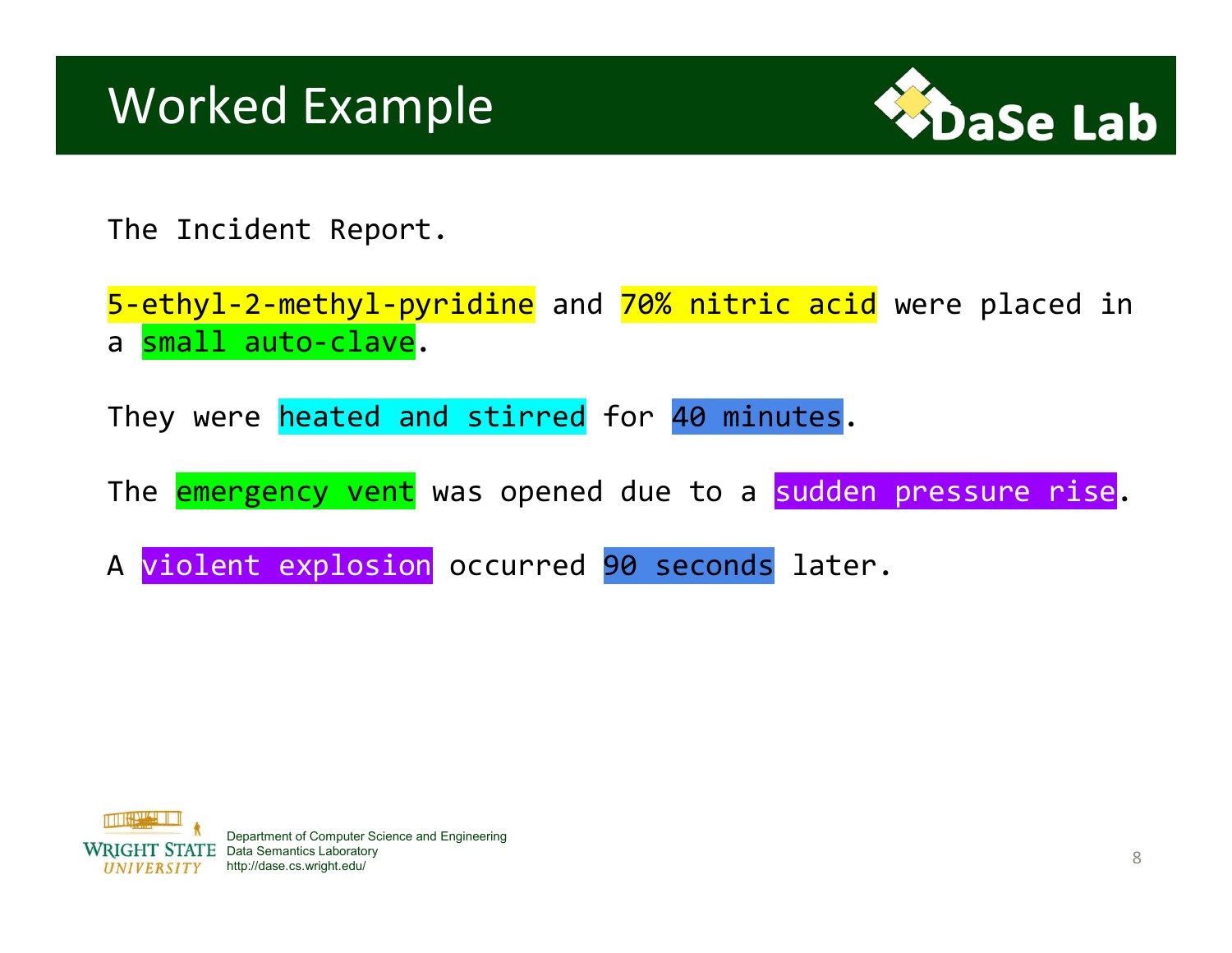# Worked Example

The Incident Report.

5-ethyl-2-methyl-pyridine and 70% nitric acid were placed in a small auto-clave.

They were heated and stirred for 40 minutes.

The emergency vent was opened due to a sudden pressure rise.

A violent explosion occurred 90 seconds later.

Department of Computer Science and Engineering
Data Semantics Laboratory
http://dase.cs.wright.edu/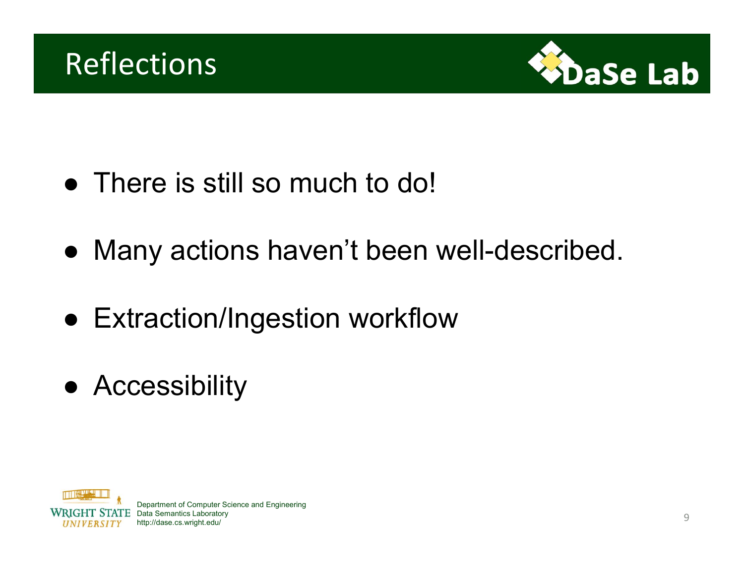# Reflections

- There is still so much to do!
- Many actions haven't been well-described.
- Extraction/Ingestion workflow
- Accessibility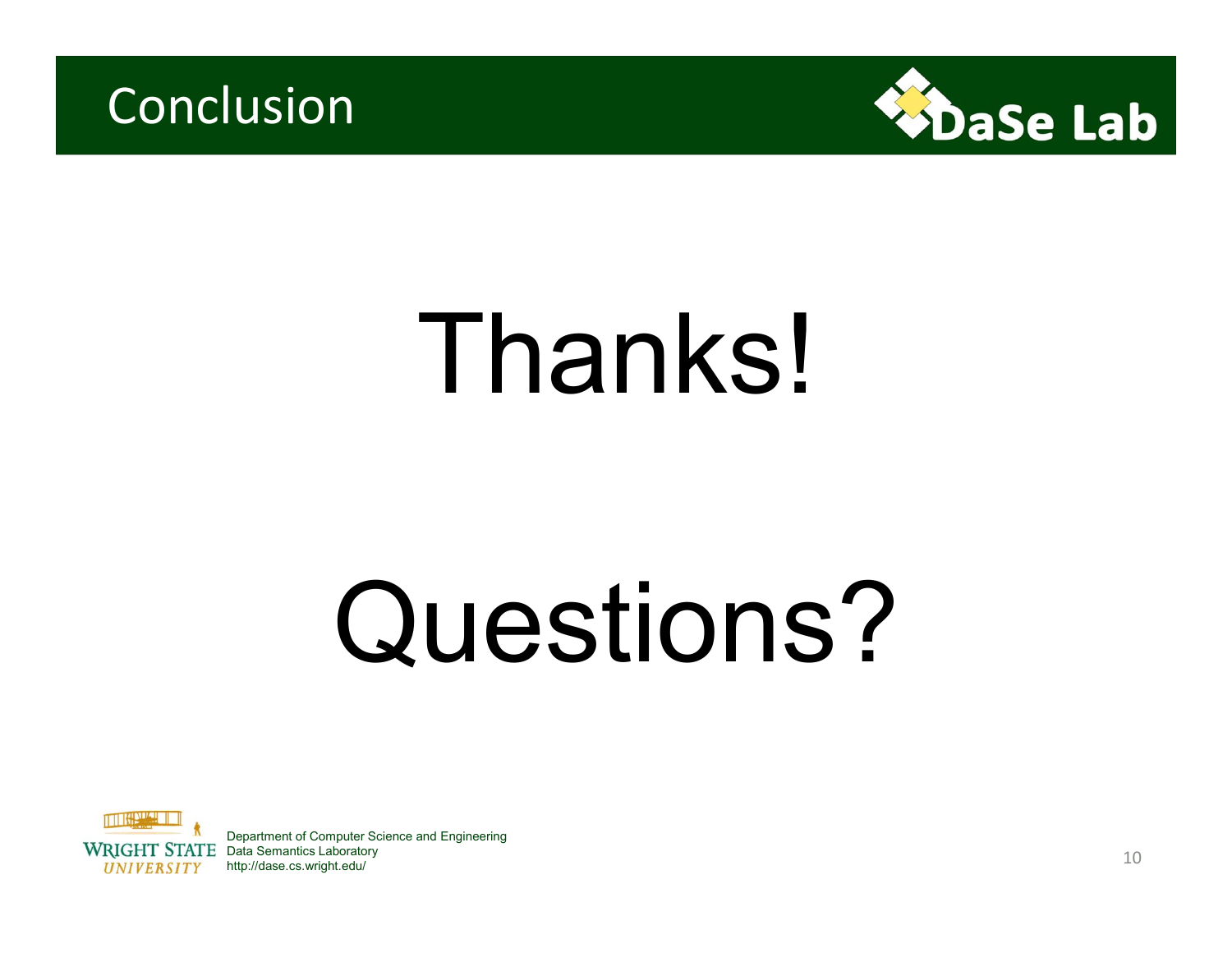# Conclusion

DaSe Lab

# Thanks!

# Questions?

Department of Computer Science and Engineering
Data Semantics Laboratory
http://dase.cs.wright.edu/